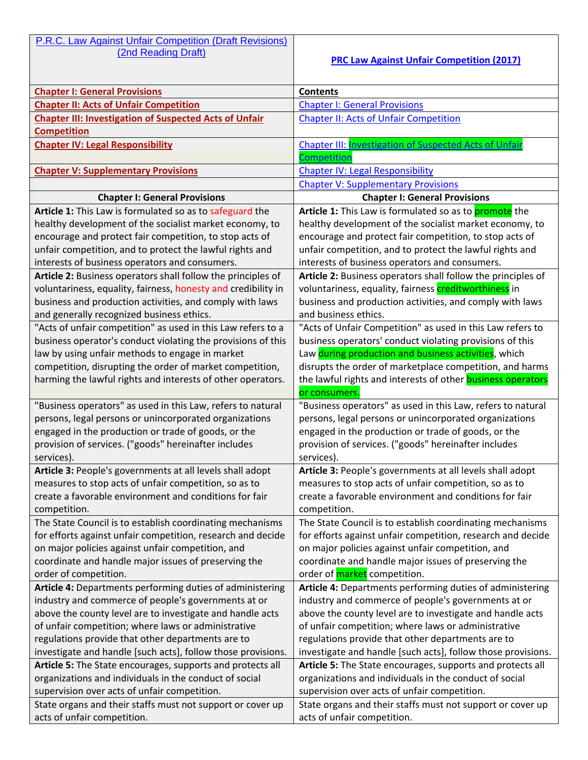| P.R.C. Law Against Unfair Competition (Draft Revisions) (2nd Reading Draft) | PRC Law Against Unfair Competition (2017) |
|---|---|
| **Chapter I: General Provisions** | **Contents** |
| **Chapter II: Acts of Unfair Competition** | Chapter I: General Provisions |
| **Chapter III: Investigation of Suspected Acts of Unfair Competition** | Chapter II: Acts of Unfair Competition |
| **Chapter IV: Legal Responsibility** | Chapter III: Investigation of Suspected Acts of Unfair Competition |
| **Chapter V: Supplementary Provisions** | Chapter IV: Legal Responsibility |
| | Chapter V: Supplementary Provisions |
| **Chapter I: General Provisions** | **Chapter I: General Provisions** |
| **Article 1:** This Law is formulated so as to safeguard the healthy development of the socialist market economy, to encourage and protect fair competition, to stop acts of unfair competition, and to protect the lawful rights and interests of business operators and consumers. | **Article 1:** This Law is formulated so as to promote the healthy development of the socialist market economy, to encourage and protect fair competition, to stop acts of unfair competition, and to protect the lawful rights and interests of business operators and consumers. |
| **Article 2:** Business operators shall follow the principles of voluntariness, equality, fairness, honesty and credibility in business and production activities, and comply with laws and generally recognized business ethics. | **Article 2:** Business operators shall follow the principles of voluntariness, equality, fairness creditworthiness in business and production activities, and comply with laws and business ethics. |
| "Acts of unfair competition" as used in this Law refers to a business operator's conduct violating the provisions of this law by using unfair methods to engage in market competition, disrupting the order of market competition, harming the lawful rights and interests of other operators. | "Acts of Unfair Competition" as used in this Law refers to business operators' conduct violating provisions of this Law during production and business activities, which disrupts the order of marketplace competition, and harms the lawful rights and interests of other business operators or consumers. |
| "Business operators" as used in this Law, refers to natural persons, legal persons or unincorporated organizations engaged in the production or trade of goods, or the provision of services. ("goods" hereinafter includes services). | "Business operators" as used in this Law, refers to natural persons, legal persons or unincorporated organizations engaged in the production or trade of goods, or the provision of services. ("goods" hereinafter includes services). |
| **Article 3:** People's governments at all levels shall adopt measures to stop acts of unfair competition, so as to create a favorable environment and conditions for fair competition. | **Article 3:** People's governments at all levels shall adopt measures to stop acts of unfair competition, so as to create a favorable environment and conditions for fair competition. |
| The State Council is to establish coordinating mechanisms for efforts against unfair competition, research and decide on major policies against unfair competition, and coordinate and handle major issues of preserving the order of competition. | The State Council is to establish coordinating mechanisms for efforts against unfair competition, research and decide on major policies against unfair competition, and coordinate and handle major issues of preserving the order of market competition. |
| **Article 4:** Departments performing duties of administering industry and commerce of people's governments at or above the county level are to investigate and handle acts of unfair competition; where laws or administrative regulations provide that other departments are to investigate and handle [such acts], follow those provisions. | **Article 4:** Departments performing duties of administering industry and commerce of people's governments at or above the county level are to investigate and handle acts of unfair competition; where laws or administrative regulations provide that other departments are to investigate and handle [such acts], follow those provisions. |
| **Article 5:** The State encourages, supports and protects all organizations and individuals in the conduct of social supervision over acts of unfair competition. | **Article 5:** The State encourages, supports and protects all organizations and individuals in the conduct of social supervision over acts of unfair competition. |
| State organs and their staffs must not support or cover up acts of unfair competition. | State organs and their staffs must not support or cover up acts of unfair competition. |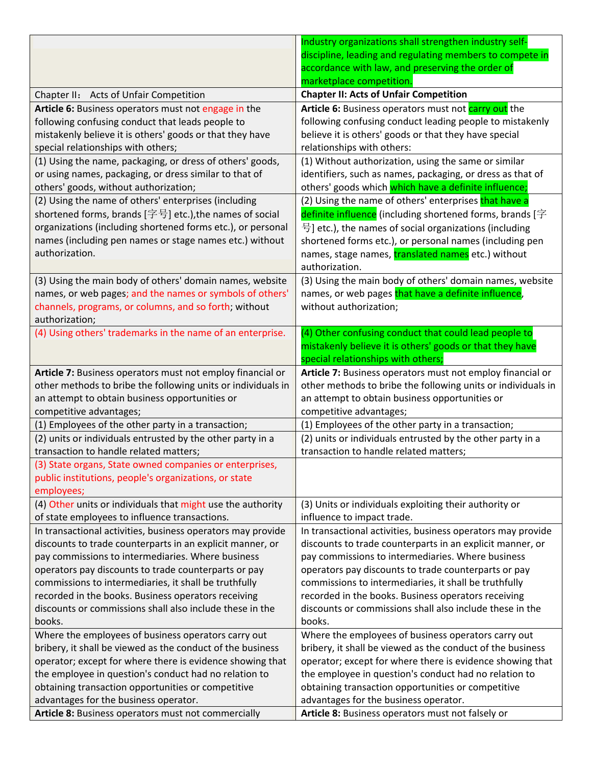| | |
|---|---|
| | Industry organizations shall strengthen industry self-discipline, leading and regulating members to compete in accordance with law, and preserving the order of marketplace competition. |
| Chapter II： Acts of Unfair Competition | **Chapter II: Acts of Unfair Competition** |
| **Article 6:** Business operators must not engage in the following confusing conduct that leads people to mistakenly believe it is others' goods or that they have special relationships with others; | **Article 6:** Business operators must not carry out the following confusing conduct leading people to mistakenly believe it is others' goods or that they have special relationships with others: |
| (1) Using the name, packaging, or dress of others' goods, or using names, packaging, or dress similar to that of others' goods, without authorization; | (1) Without authorization, using the same or similar identifiers, such as names, packaging, or dress as that of others' goods which which have a definite influence; |
| (2) Using the name of others' enterprises (including shortened forms, brands [字号] etc.),the names of social organizations (including shortened forms etc.), or personal names (including pen names or stage names etc.) without authorization. | (2) Using the name of others' enterprises that have a definite influence (including shortened forms, brands [字号] etc.), the names of social organizations (including shortened forms etc.), or personal names (including pen names, stage names, translated names etc.) without authorization. |
| (3) Using the main body of others' domain names, website names, or web pages; and the names or symbols of others' channels, programs, or columns, and so forth; without authorization; | (3) Using the main body of others' domain names, website names, or web pages that have a definite influence, without authorization; |
| (4) Using others' trademarks in the name of an enterprise. | (4) Other confusing conduct that could lead people to mistakenly believe it is others' goods or that they have special relationships with others; |
| **Article 7:** Business operators must not employ financial or other methods to bribe the following units or individuals in an attempt to obtain business opportunities or competitive advantages; | **Article 7:** Business operators must not employ financial or other methods to bribe the following units or individuals in an attempt to obtain business opportunities or competitive advantages; |
| (1) Employees of the other party in a transaction; | (1) Employees of the other party in a transaction; |
| (2) units or individuals entrusted by the other party in a transaction to handle related matters; | (2) units or individuals entrusted by the other party in a transaction to handle related matters; |
| (3) State organs, State owned companies or enterprises, public institutions, people's organizations, or state employees; | |
| (4) Other units or individuals that might use the authority of state employees to influence transactions. | (3) Units or individuals exploiting their authority or influence to impact trade. |
| In transactional activities, business operators may provide discounts to trade counterparts in an explicit manner, or pay commissions to intermediaries. Where business operators pay discounts to trade counterparts or pay commissions to intermediaries, it shall be truthfully recorded in the books. Business operators receiving discounts or commissions shall also include these in the books. | In transactional activities, business operators may provide discounts to trade counterparts in an explicit manner, or pay commissions to intermediaries. Where business operators pay discounts to trade counterparts or pay commissions to intermediaries, it shall be truthfully recorded in the books. Business operators receiving discounts or commissions shall also include these in the books. |
| Where the employees of business operators carry out bribery, it shall be viewed as the conduct of the business operator; except for where there is evidence showing that the employee in question's conduct had no relation to obtaining transaction opportunities or competitive advantages for the business operator. | Where the employees of business operators carry out bribery, it shall be viewed as the conduct of the business operator; except for where there is evidence showing that the employee in question's conduct had no relation to obtaining transaction opportunities or competitive advantages for the business operator. |
| **Article 8:** Business operators must not commercially | **Article 8:** Business operators must not falsely or |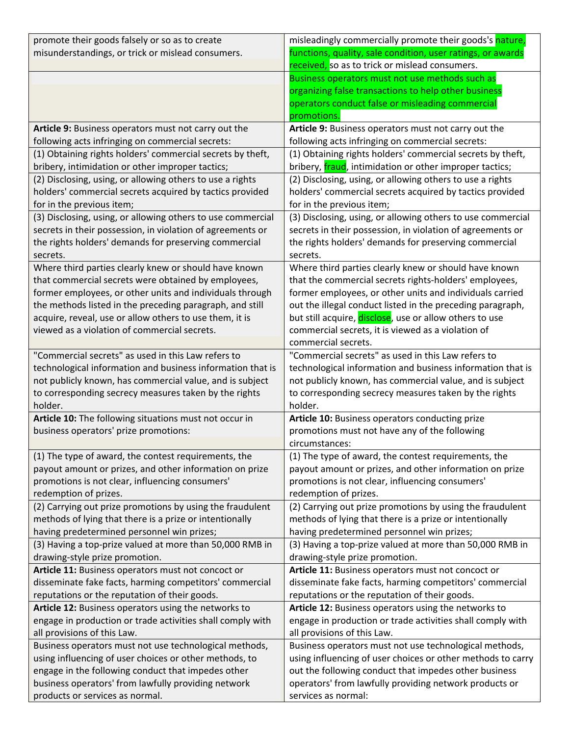| | |
|---|---|
| promote their goods falsely or so as to create misunderstandings, or trick or mislead consumers. | misleadingly commercially promote their goods's nature, functions, quality, sale condition, user ratings, or awards received, so as to trick or mislead consumers. |
| | Business operators must not use methods such as organizing false transactions to help other business operators conduct false or misleading commercial promotions. |
| **Article 9:** Business operators must not carry out the following acts infringing on commercial secrets: | **Article 9:** Business operators must not carry out the following acts infringing on commercial secrets: |
| (1) Obtaining rights holders' commercial secrets by theft, bribery, intimidation or other improper tactics; | (1) Obtaining rights holders' commercial secrets by theft, bribery, fraud, intimidation or other improper tactics; |
| (2) Disclosing, using, or allowing others to use a rights holders' commercial secrets acquired by tactics provided for in the previous item; | (2) Disclosing, using, or allowing others to use a rights holders' commercial secrets acquired by tactics provided for in the previous item; |
| (3) Disclosing, using, or allowing others to use commercial secrets in their possession, in violation of agreements or the rights holders' demands for preserving commercial secrets. | (3) Disclosing, using, or allowing others to use commercial secrets in their possession, in violation of agreements or the rights holders' demands for preserving commercial secrets. |
| Where third parties clearly knew or should have known that commercial secrets were obtained by employees, former employees, or other units and individuals through the methods listed in the preceding paragraph, and still acquire, reveal, use or allow others to use them, it is viewed as a violation of commercial secrets. | Where third parties clearly knew or should have known that the commercial secrets rights-holders' employees, former employees, or other units and individuals carried out the illegal conduct listed in the preceding paragraph, but still acquire, disclose, use or allow others to use commercial secrets, it is viewed as a violation of commercial secrets. |
| "Commercial secrets" as used in this Law refers to technological information and business information that is not publicly known, has commercial value, and is subject to corresponding secrecy measures taken by the rights holder. | "Commercial secrets" as used in this Law refers to technological information and business information that is not publicly known, has commercial value, and is subject to corresponding secrecy measures taken by the rights holder. |
| **Article 10:** The following situations must not occur in business operators' prize promotions: | **Article 10:** Business operators conducting prize promotions must not have any of the following circumstances: |
| (1) The type of award, the contest requirements, the payout amount or prizes, and other information on prize promotions is not clear, influencing consumers' redemption of prizes. | (1) The type of award, the contest requirements, the payout amount or prizes, and other information on prize promotions is not clear, influencing consumers' redemption of prizes. |
| (2) Carrying out prize promotions by using the fraudulent methods of lying that there is a prize or intentionally having predetermined personnel win prizes; | (2) Carrying out prize promotions by using the fraudulent methods of lying that there is a prize or intentionally having predetermined personnel win prizes; |
| (3) Having a top-prize valued at more than 50,000 RMB in drawing-style prize promotion. | (3) Having a top-prize valued at more than 50,000 RMB in drawing-style prize promotion. |
| **Article 11:** Business operators must not concoct or disseminate fake facts, harming competitors' commercial reputations or the reputation of their goods. | **Article 11:** Business operators must not concoct or disseminate fake facts, harming competitors' commercial reputations or the reputation of their goods. |
| **Article 12:** Business operators using the networks to engage in production or trade activities shall comply with all provisions of this Law. | **Article 12:** Business operators using the networks to engage in production or trade activities shall comply with all provisions of this Law. |
| Business operators must not use technological methods, using influencing of user choices or other methods, to engage in the following conduct that impedes other business operators' from lawfully providing network products or services as normal. | Business operators must not use technological methods, using influencing of user choices or other methods to carry out the following conduct that impedes other business operators' from lawfully providing network products or services as normal: |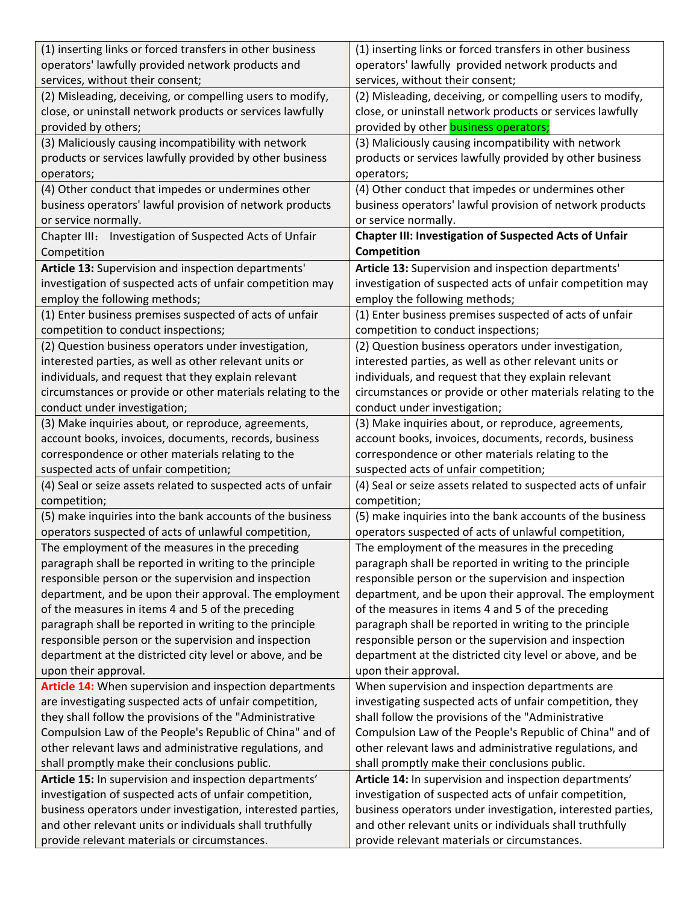| (1) inserting links or forced transfers in other business operators' lawfully provided network products and services, without their consent; | (1) inserting links or forced transfers in other business operators' lawfully provided network products and services, without their consent; |
|---|---|
| (2) Misleading, deceiving, or compelling users to modify, close, or uninstall network products or services lawfully provided by others; | (2) Misleading, deceiving, or compelling users to modify, close, or uninstall network products or services lawfully provided by other business operators; |
| (3) Maliciously causing incompatibility with network products or services lawfully provided by other business operators; | (3) Maliciously causing incompatibility with network products or services lawfully provided by other business operators; |
| (4) Other conduct that impedes or undermines other business operators' lawful provision of network products or service normally. | (4) Other conduct that impedes or undermines other business operators' lawful provision of network products or service normally. |
| Chapter III： Investigation of Suspected Acts of Unfair Competition | **Chapter III: Investigation of Suspected Acts of Unfair Competition** |
| **Article 13:** Supervision and inspection departments' investigation of suspected acts of unfair competition may employ the following methods; | **Article 13:** Supervision and inspection departments' investigation of suspected acts of unfair competition may employ the following methods; |
| (1) Enter business premises suspected of acts of unfair competition to conduct inspections; | (1) Enter business premises suspected of acts of unfair competition to conduct inspections; |
| (2) Question business operators under investigation, interested parties, as well as other relevant units or individuals, and request that they explain relevant circumstances or provide or other materials relating to the conduct under investigation; | (2) Question business operators under investigation, interested parties, as well as other relevant units or individuals, and request that they explain relevant circumstances or provide or other materials relating to the conduct under investigation; |
| (3) Make inquiries about, or reproduce, agreements, account books, invoices, documents, records, business correspondence or other materials relating to the suspected acts of unfair competition; | (3) Make inquiries about, or reproduce, agreements, account books, invoices, documents, records, business correspondence or other materials relating to the suspected acts of unfair competition; |
| (4) Seal or seize assets related to suspected acts of unfair competition; | (4) Seal or seize assets related to suspected acts of unfair competition; |
| (5) make inquiries into the bank accounts of the business operators suspected of acts of unlawful competition, | (5) make inquiries into the bank accounts of the business operators suspected of acts of unlawful competition, |
| The employment of the measures in the preceding paragraph shall be reported in writing to the principle responsible person or the supervision and inspection department, and be upon their approval. The employment of the measures in items 4 and 5 of the preceding paragraph shall be reported in writing to the principle responsible person or the supervision and inspection department at the districted city level or above, and be upon their approval. | The employment of the measures in the preceding paragraph shall be reported in writing to the principle responsible person or the supervision and inspection department, and be upon their approval. The employment of the measures in items 4 and 5 of the preceding paragraph shall be reported in writing to the principle responsible person or the supervision and inspection department at the districted city level or above, and be upon their approval. |
| **Article 14:** When supervision and inspection departments are investigating suspected acts of unfair competition, they shall follow the provisions of the "Administrative Compulsion Law of the People's Republic of China" and of other relevant laws and administrative regulations, and shall promptly make their conclusions public. | When supervision and inspection departments are investigating suspected acts of unfair competition, they shall follow the provisions of the "Administrative Compulsion Law of the People's Republic of China" and of other relevant laws and administrative regulations, and shall promptly make their conclusions public. |
| **Article 15:** In supervision and inspection departments' investigation of suspected acts of unfair competition, business operators under investigation, interested parties, and other relevant units or individuals shall truthfully provide relevant materials or circumstances. | **Article 14:** In supervision and inspection departments' investigation of suspected acts of unfair competition, business operators under investigation, interested parties, and other relevant units or individuals shall truthfully provide relevant materials or circumstances. |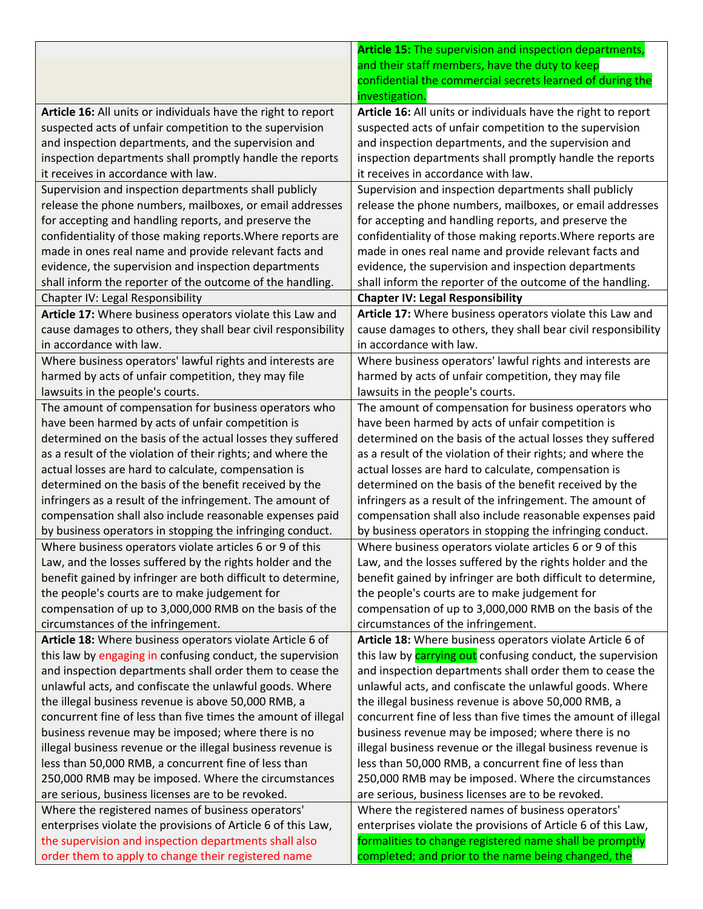| | |
|---|---|
| | **Article 15:** The supervision and inspection departments, and their staff members, have the duty to keep confidential the commercial secrets learned of during the investigation. |
| **Article 16:** All units or individuals have the right to report suspected acts of unfair competition to the supervision and inspection departments, and the supervision and inspection departments shall promptly handle the reports it receives in accordance with law. | **Article 16:** All units or individuals have the right to report suspected acts of unfair competition to the supervision and inspection departments, and the supervision and inspection departments shall promptly handle the reports it receives in accordance with law. |
| Supervision and inspection departments shall publicly release the phone numbers, mailboxes, or email addresses for accepting and handling reports, and preserve the confidentiality of those making reports.Where reports are made in ones real name and provide relevant facts and evidence, the supervision and inspection departments shall inform the reporter of the outcome of the handling. | Supervision and inspection departments shall publicly release the phone numbers, mailboxes, or email addresses for accepting and handling reports, and preserve the confidentiality of those making reports.Where reports are made in ones real name and provide relevant facts and evidence, the supervision and inspection departments shall inform the reporter of the outcome of the handling. |
| Chapter IV: Legal Responsibility | **Chapter IV: Legal Responsibility** |
| **Article 17:** Where business operators violate this Law and cause damages to others, they shall bear civil responsibility in accordance with law. | **Article 17:** Where business operators violate this Law and cause damages to others, they shall bear civil responsibility in accordance with law. |
| Where business operators' lawful rights and interests are harmed by acts of unfair competition, they may file lawsuits in the people's courts. | Where business operators' lawful rights and interests are harmed by acts of unfair competition, they may file lawsuits in the people's courts. |
| The amount of compensation for business operators who have been harmed by acts of unfair competition is determined on the basis of the actual losses they suffered as a result of the violation of their rights; and where the actual losses are hard to calculate, compensation is determined on the basis of the benefit received by the infringers as a result of the infringement. The amount of compensation shall also include reasonable expenses paid by business operators in stopping the infringing conduct. | The amount of compensation for business operators who have been harmed by acts of unfair competition is determined on the basis of the actual losses they suffered as a result of the violation of their rights; and where the actual losses are hard to calculate, compensation is determined on the basis of the benefit received by the infringers as a result of the infringement. The amount of compensation shall also include reasonable expenses paid by business operators in stopping the infringing conduct. |
| Where business operators violate articles 6 or 9 of this Law, and the losses suffered by the rights holder and the benefit gained by infringer are both difficult to determine, the people's courts are to make judgement for compensation of up to 3,000,000 RMB on the basis of the circumstances of the infringement. | Where business operators violate articles 6 or 9 of this Law, and the losses suffered by the rights holder and the benefit gained by infringer are both difficult to determine, the people's courts are to make judgement for compensation of up to 3,000,000 RMB on the basis of the circumstances of the infringement. |
| **Article 18:** Where business operators violate Article 6 of this law by engaging in confusing conduct, the supervision and inspection departments shall order them to cease the unlawful acts, and confiscate the unlawful goods. Where the illegal business revenue is above 50,000 RMB, a concurrent fine of less than five times the amount of illegal business revenue may be imposed; where there is no illegal business revenue or the illegal business revenue is less than 50,000 RMB, a concurrent fine of less than 250,000 RMB may be imposed. Where the circumstances are serious, business licenses are to be revoked. | **Article 18:** Where business operators violate Article 6 of this law by carrying out confusing conduct, the supervision and inspection departments shall order them to cease the unlawful acts, and confiscate the unlawful goods. Where the illegal business revenue is above 50,000 RMB, a concurrent fine of less than five times the amount of illegal business revenue may be imposed; where there is no illegal business revenue or the illegal business revenue is less than 50,000 RMB, a concurrent fine of less than 250,000 RMB may be imposed. Where the circumstances are serious, business licenses are to be revoked. |
| Where the registered names of business operators' enterprises violate the provisions of Article 6 of this Law, the supervision and inspection departments shall also order them to apply to change their registered name | Where the registered names of business operators' enterprises violate the provisions of Article 6 of this Law, formalities to change registered name shall be promptly completed; and prior to the name being changed, the |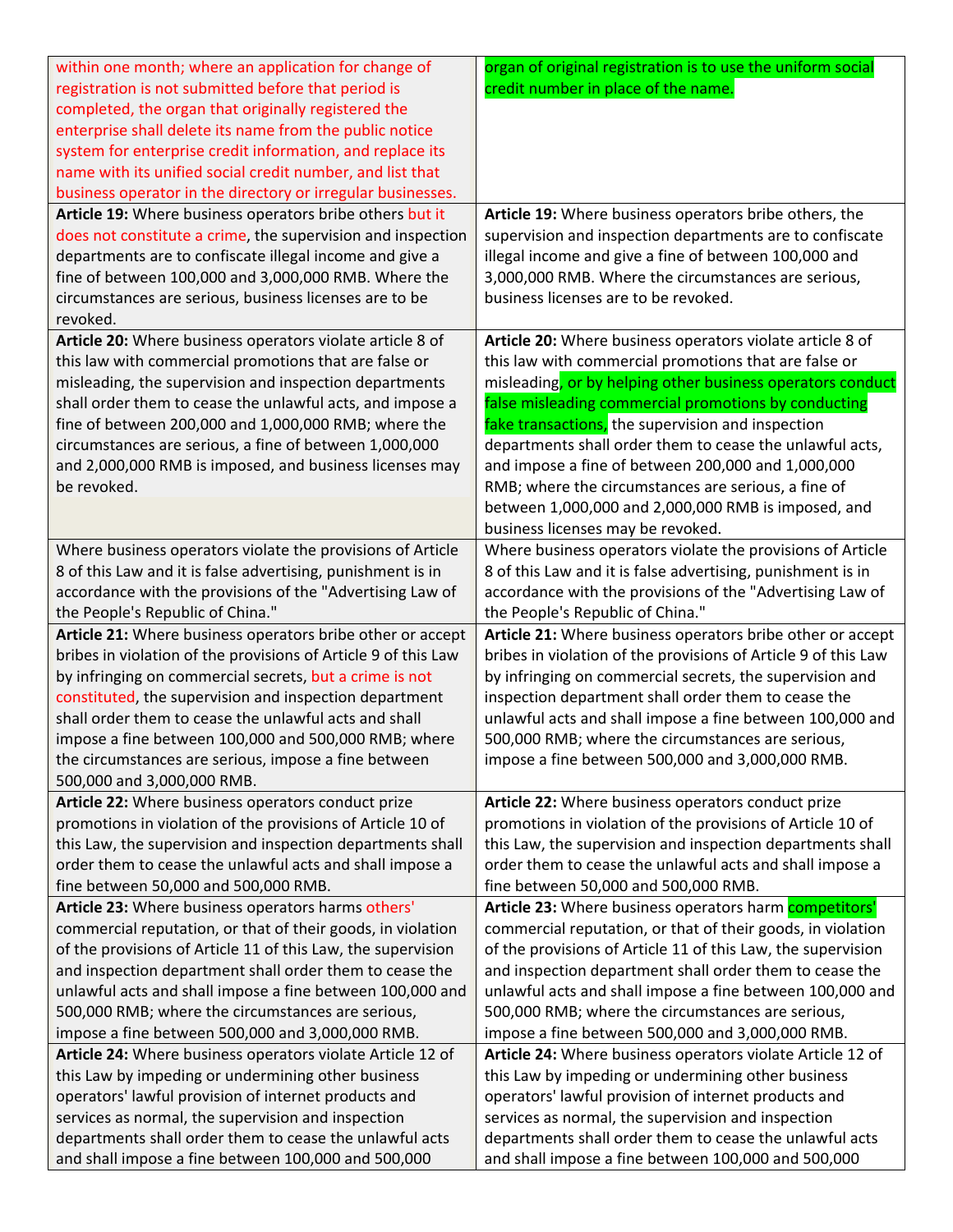| | |
|---|---|
| within one month; where an application for change of registration is not submitted before that period is completed, the organ that originally registered the enterprise shall delete its name from the public notice system for enterprise credit information, and replace its name with its unified social credit number, and list that business operator in the directory or irregular businesses. | organ of original registration is to use the uniform social credit number in place of the name. |
| **Article 19:** Where business operators bribe others but it does not constitute a crime, the supervision and inspection departments are to confiscate illegal income and give a fine of between 100,000 and 3,000,000 RMB. Where the circumstances are serious, business licenses are to be revoked. | **Article 19:** Where business operators bribe others, the supervision and inspection departments are to confiscate illegal income and give a fine of between 100,000 and 3,000,000 RMB. Where the circumstances are serious, business licenses are to be revoked. |
| **Article 20:** Where business operators violate article 8 of this law with commercial promotions that are false or misleading, the supervision and inspection departments shall order them to cease the unlawful acts, and impose a fine of between 200,000 and 1,000,000 RMB; where the circumstances are serious, a fine of between 1,000,000 and 2,000,000 RMB is imposed, and business licenses may be revoked. | **Article 20:** Where business operators violate article 8 of this law with commercial promotions that are false or misleading, or by helping other business operators conduct false misleading commercial promotions by conducting fake transactions, the supervision and inspection departments shall order them to cease the unlawful acts, and impose a fine of between 200,000 and 1,000,000 RMB; where the circumstances are serious, a fine of between 1,000,000 and 2,000,000 RMB is imposed, and business licenses may be revoked. |
| Where business operators violate the provisions of Article 8 of this Law and it is false advertising, punishment is in accordance with the provisions of the "Advertising Law of the People's Republic of China." | Where business operators violate the provisions of Article 8 of this Law and it is false advertising, punishment is in accordance with the provisions of the "Advertising Law of the People's Republic of China." |
| **Article 21:** Where business operators bribe other or accept bribes in violation of the provisions of Article 9 of this Law by infringing on commercial secrets, but a crime is not constituted, the supervision and inspection department shall order them to cease the unlawful acts and shall impose a fine between 100,000 and 500,000 RMB; where the circumstances are serious, impose a fine between 500,000 and 3,000,000 RMB. | **Article 21:** Where business operators bribe other or accept bribes in violation of the provisions of Article 9 of this Law by infringing on commercial secrets, the supervision and inspection department shall order them to cease the unlawful acts and shall impose a fine between 100,000 and 500,000 RMB; where the circumstances are serious, impose a fine between 500,000 and 3,000,000 RMB. |
| **Article 22:** Where business operators conduct prize promotions in violation of the provisions of Article 10 of this Law, the supervision and inspection departments shall order them to cease the unlawful acts and shall impose a fine between 50,000 and 500,000 RMB. | **Article 22:** Where business operators conduct prize promotions in violation of the provisions of Article 10 of this Law, the supervision and inspection departments shall order them to cease the unlawful acts and shall impose a fine between 50,000 and 500,000 RMB. |
| **Article 23:** Where business operators harms others' commercial reputation, or that of their goods, in violation of the provisions of Article 11 of this Law, the supervision and inspection department shall order them to cease the unlawful acts and shall impose a fine between 100,000 and 500,000 RMB; where the circumstances are serious, impose a fine between 500,000 and 3,000,000 RMB. | **Article 23:** Where business operators harm competitors' commercial reputation, or that of their goods, in violation of the provisions of Article 11 of this Law, the supervision and inspection department shall order them to cease the unlawful acts and shall impose a fine between 100,000 and 500,000 RMB; where the circumstances are serious, impose a fine between 500,000 and 3,000,000 RMB. |
| **Article 24:** Where business operators violate Article 12 of this Law by impeding or undermining other business operators' lawful provision of internet products and services as normal, the supervision and inspection departments shall order them to cease the unlawful acts and shall impose a fine between 100,000 and 500,000 | **Article 24:** Where business operators violate Article 12 of this Law by impeding or undermining other business operators' lawful provision of internet products and services as normal, the supervision and inspection departments shall order them to cease the unlawful acts and shall impose a fine between 100,000 and 500,000 |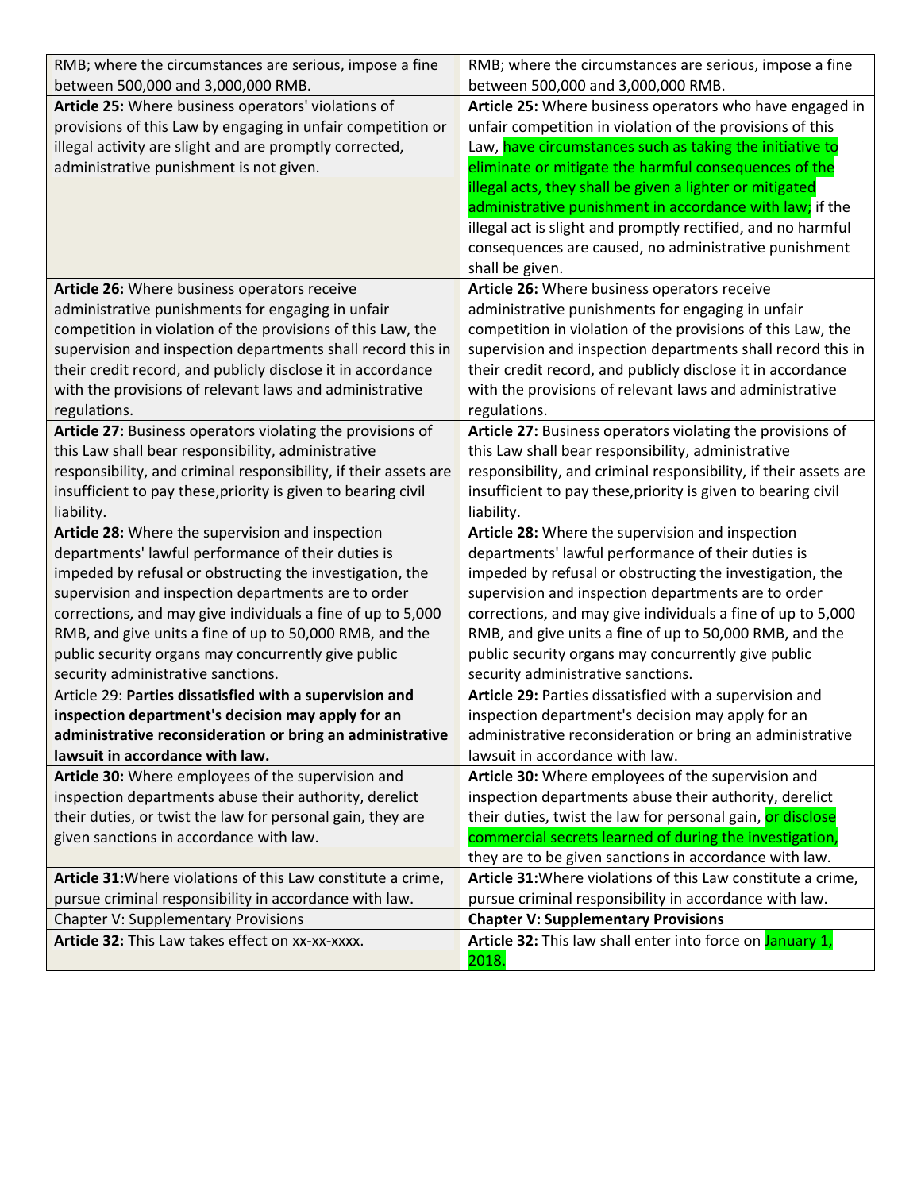| | |
|---|---|
| RMB; where the circumstances are serious, impose a fine between 500,000 and 3,000,000 RMB. | RMB; where the circumstances are serious, impose a fine between 500,000 and 3,000,000 RMB. |
| **Article 25:** Where business operators' violations of provisions of this Law by engaging in unfair competition or illegal activity are slight and are promptly corrected, administrative punishment is not given. | **Article 25:** Where business operators who have engaged in unfair competition in violation of the provisions of this Law, have circumstances such as taking the initiative to eliminate or mitigate the harmful consequences of the illegal acts, they shall be given a lighter or mitigated administrative punishment in accordance with law; if the illegal act is slight and promptly rectified, and no harmful consequences are caused, no administrative punishment shall be given. |
| **Article 26:** Where business operators receive administrative punishments for engaging in unfair competition in violation of the provisions of this Law, the supervision and inspection departments shall record this in their credit record, and publicly disclose it in accordance with the provisions of relevant laws and administrative regulations. | **Article 26:** Where business operators receive administrative punishments for engaging in unfair competition in violation of the provisions of this Law, the supervision and inspection departments shall record this in their credit record, and publicly disclose it in accordance with the provisions of relevant laws and administrative regulations. |
| **Article 27:** Business operators violating the provisions of this Law shall bear responsibility, administrative responsibility, and criminal responsibility, if their assets are insufficient to pay these,priority is given to bearing civil liability. | **Article 27:** Business operators violating the provisions of this Law shall bear responsibility, administrative responsibility, and criminal responsibility, if their assets are insufficient to pay these,priority is given to bearing civil liability. |
| **Article 28:** Where the supervision and inspection departments' lawful performance of their duties is impeded by refusal or obstructing the investigation, the supervision and inspection departments are to order corrections, and may give individuals a fine of up to 5,000 RMB, and give units a fine of up to 50,000 RMB, and the public security organs may concurrently give public security administrative sanctions. | **Article 28:** Where the supervision and inspection departments' lawful performance of their duties is impeded by refusal or obstructing the investigation, the supervision and inspection departments are to order corrections, and may give individuals a fine of up to 5,000 RMB, and give units a fine of up to 50,000 RMB, and the public security organs may concurrently give public security administrative sanctions. |
| Article 29: **Parties dissatisfied with a supervision and inspection department's decision may apply for an administrative reconsideration or bring an administrative lawsuit in accordance with law.** | **Article 29:** Parties dissatisfied with a supervision and inspection department's decision may apply for an administrative reconsideration or bring an administrative lawsuit in accordance with law. |
| **Article 30:** Where employees of the supervision and inspection departments abuse their authority, derelict their duties, or twist the law for personal gain, they are given sanctions in accordance with law. | **Article 30:** Where employees of the supervision and inspection departments abuse their authority, derelict their duties, twist the law for personal gain, or disclose commercial secrets learned of during the investigation, they are to be given sanctions in accordance with law. |
| **Article 31:**Where violations of this Law constitute a crime, pursue criminal responsibility in accordance with law. | **Article 31:**Where violations of this Law constitute a crime, pursue criminal responsibility in accordance with law. |
| Chapter V: Supplementary Provisions | **Chapter V: Supplementary Provisions** |
| **Article 32:** This Law takes effect on xx-xx-xxxx. | **Article 32:** This law shall enter into force on January 1, 2018. |